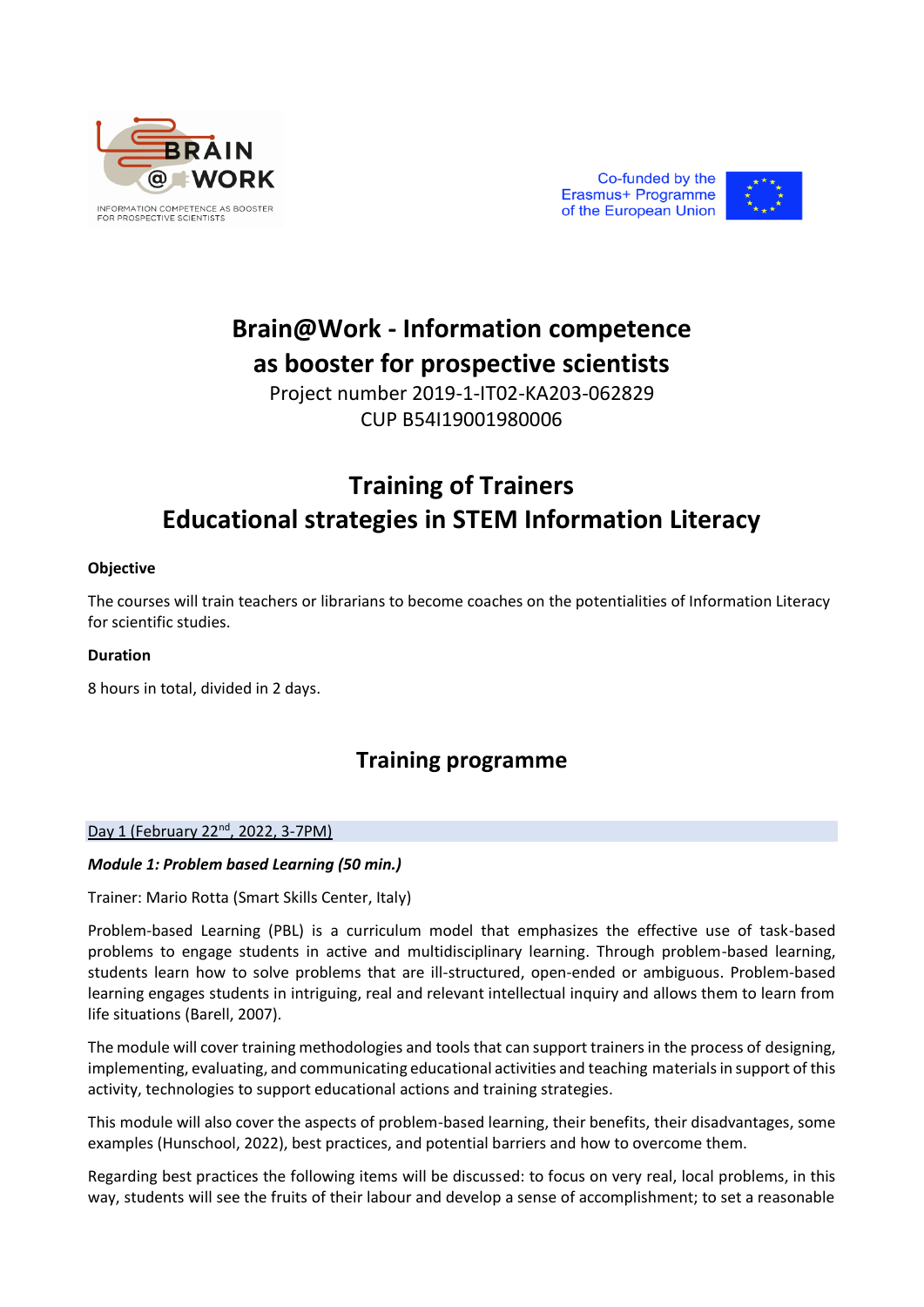# Brain@Work - Information competence as booster for prospective scientists

Project number 2019-1-IT02-KA203-062829

CUP B54I19001980006

## Training of Trainers
## Educational strategies in STEM Information Literacy

**Objective**

The courses will train teachers or librarians to become coaches on the potentialities of Information Literacy for scientific studies.

**Duration**

8 hours in total, divided in 2 days.

## Training programme

Day 1 (February 22nd, 2022, 3-7PM)

***Module 1: Problem based Learning (50 min.)***

Trainer: Mario Rotta (Smart Skills Center, Italy)

Problem-based Learning (PBL) is a curriculum model that emphasizes the effective use of task-based problems to engage students in active and multidisciplinary learning. Through problem-based learning, students learn how to solve problems that are ill-structured, open-ended or ambiguous. Problem-based learning engages students in intriguing, real and relevant intellectual inquiry and allows them to learn from life situations (Barell, 2007).

The module will cover training methodologies and tools that can support trainers in the process of designing, implementing, evaluating, and communicating educational activities and teaching materials in support of this activity, technologies to support educational actions and training strategies.

This module will also cover the aspects of problem-based learning, their benefits, their disadvantages, some examples (Hunschool, 2022), best practices, and potential barriers and how to overcome them.

Regarding best practices the following items will be discussed: to focus on very real, local problems, in this way, students will see the fruits of their labour and develop a sense of accomplishment; to set a reasonable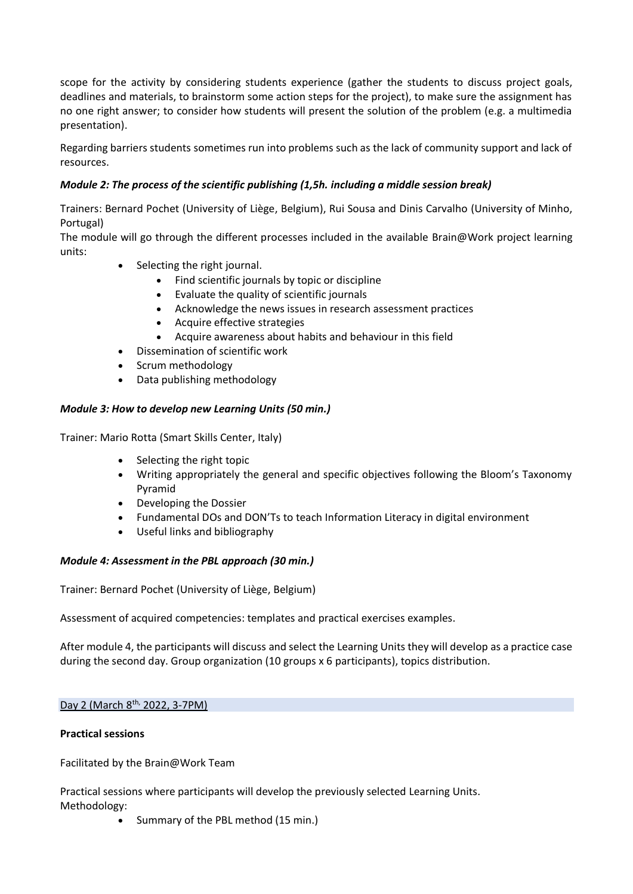scope for the activity by considering students experience (gather the students to discuss project goals, deadlines and materials, to brainstorm some action steps for the project), to make sure the assignment has no one right answer; to consider how students will present the solution of the problem (e.g. a multimedia presentation).

Regarding barriers students sometimes run into problems such as the lack of community support and lack of resources.

***Module 2: The process of the scientific publishing (1,5h. including a middle session break)***

Trainers: Bernard Pochet (University of Liège, Belgium), Rui Sousa and Dinis Carvalho (University of Minho, Portugal)

The module will go through the different processes included in the available Brain@Work project learning units:

- Selecting the right journal.
    - Find scientific journals by topic or discipline
    - Evaluate the quality of scientific journals
    - Acknowledge the news issues in research assessment practices
    - Acquire effective strategies
    - Acquire awareness about habits and behaviour in this field
- Dissemination of scientific work
- Scrum methodology
- Data publishing methodology

***Module 3: How to develop new Learning Units (50 min.)***

Trainer: Mario Rotta (Smart Skills Center, Italy)

- Selecting the right topic
- Writing appropriately the general and specific objectives following the Bloom's Taxonomy Pyramid
- Developing the Dossier
- Fundamental DOs and DON'Ts to teach Information Literacy in digital environment
- Useful links and bibliography

***Module 4: Assessment in the PBL approach (30 min.)***

Trainer: Bernard Pochet (University of Liège, Belgium)

Assessment of acquired competencies: templates and practical exercises examples.

After module 4, the participants will discuss and select the Learning Units they will develop as a practice case during the second day. Group organization (10 groups x 6 participants), topics distribution.

Day 2 (March 8th, 2022, 3-7PM)

**Practical sessions**

Facilitated by the Brain@Work Team

Practical sessions where participants will develop the previously selected Learning Units.
Methodology:

- Summary of the PBL method (15 min.)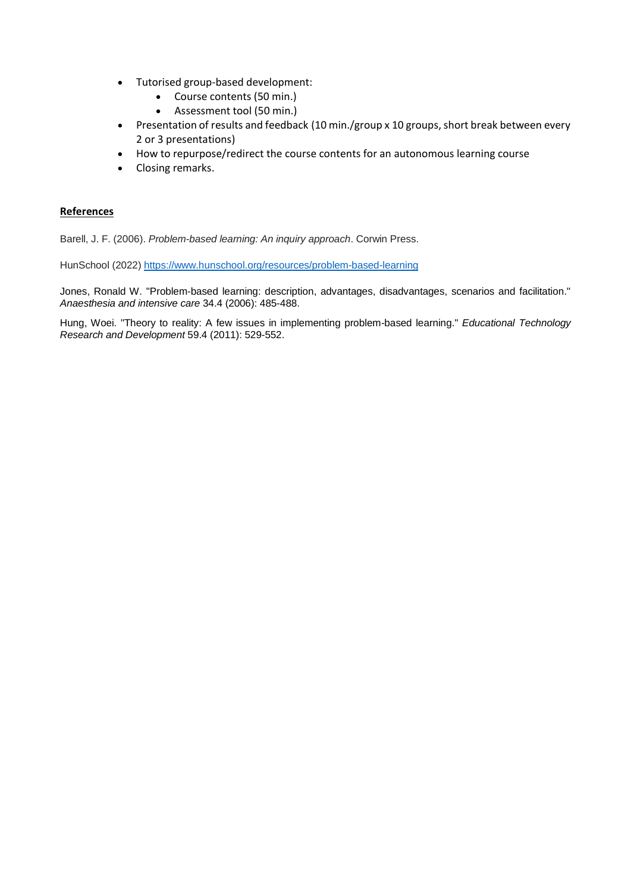- Tutorised group-based development:
  - Course contents (50 min.)
  - Assessment tool (50 min.)
- Presentation of results and feedback (10 min./group x 10 groups, short break between every 2 or 3 presentations)
- How to repurpose/redirect the course contents for an autonomous learning course
- Closing remarks.

**References**

Barell, J. F. (2006). *Problem-based learning: An inquiry approach*. Corwin Press.

HunSchool (2022) https://www.hunschool.org/resources/problem-based-learning

Jones, Ronald W. "Problem-based learning: description, advantages, disadvantages, scenarios and facilitation." *Anaesthesia and intensive care* 34.4 (2006): 485-488.

Hung, Woei. "Theory to reality: A few issues in implementing problem-based learning." *Educational Technology Research and Development* 59.4 (2011): 529-552.